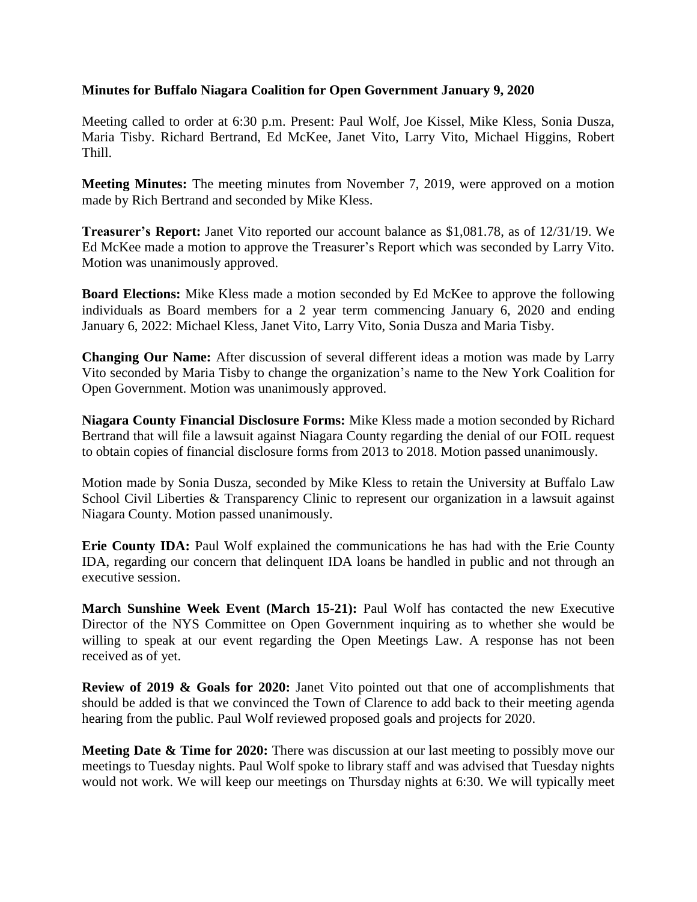**Minutes for Buffalo Niagara Coalition for Open Government January 9, 2020**

Meeting called to order at 6:30 p.m. Present: Paul Wolf, Joe Kissel, Mike Kless, Sonia Dusza, Maria Tisby. Richard Bertrand, Ed McKee, Janet Vito, Larry Vito, Michael Higgins, Robert Thill.

**Meeting Minutes:** The meeting minutes from November 7, 2019, were approved on a motion made by Rich Bertrand and seconded by Mike Kless.

**Treasurer's Report:** Janet Vito reported our account balance as $1,081.78, as of 12/31/19. We Ed McKee made a motion to approve the Treasurer's Report which was seconded by Larry Vito. Motion was unanimously approved.

**Board Elections:** Mike Kless made a motion seconded by Ed McKee to approve the following individuals as Board members for a 2 year term commencing January 6, 2020 and ending January 6, 2022: Michael Kless, Janet Vito, Larry Vito, Sonia Dusza and Maria Tisby.

**Changing Our Name:** After discussion of several different ideas a motion was made by Larry Vito seconded by Maria Tisby to change the organization's name to the New York Coalition for Open Government. Motion was unanimously approved.

**Niagara County Financial Disclosure Forms:** Mike Kless made a motion seconded by Richard Bertrand that will file a lawsuit against Niagara County regarding the denial of our FOIL request to obtain copies of financial disclosure forms from 2013 to 2018. Motion passed unanimously.

Motion made by Sonia Dusza, seconded by Mike Kless to retain the University at Buffalo Law School Civil Liberties & Transparency Clinic to represent our organization in a lawsuit against Niagara County. Motion passed unanimously.

**Erie County IDA:** Paul Wolf explained the communications he has had with the Erie County IDA, regarding our concern that delinquent IDA loans be handled in public and not through an executive session.

**March Sunshine Week Event (March 15-21):** Paul Wolf has contacted the new Executive Director of the NYS Committee on Open Government inquiring as to whether she would be willing to speak at our event regarding the Open Meetings Law. A response has not been received as of yet.

**Review of 2019 & Goals for 2020:** Janet Vito pointed out that one of accomplishments that should be added is that we convinced the Town of Clarence to add back to their meeting agenda hearing from the public. Paul Wolf reviewed proposed goals and projects for 2020.

**Meeting Date & Time for 2020:** There was discussion at our last meeting to possibly move our meetings to Tuesday nights. Paul Wolf spoke to library staff and was advised that Tuesday nights would not work. We will keep our meetings on Thursday nights at 6:30. We will typically meet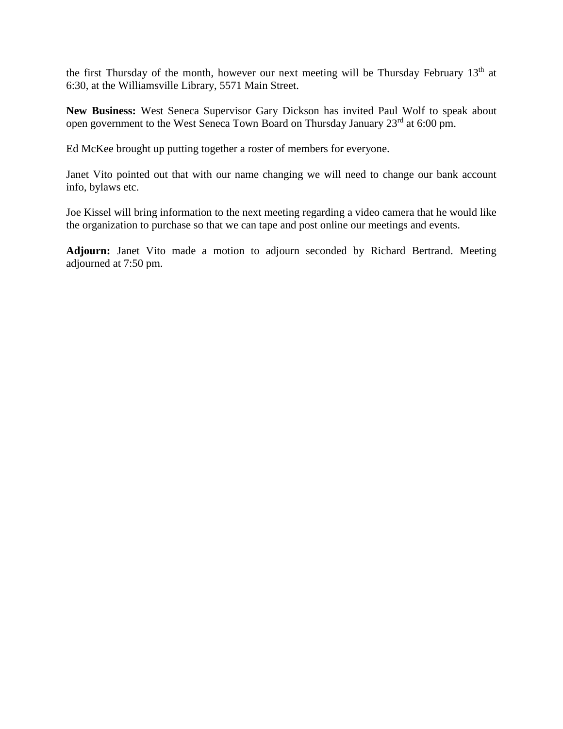the first Thursday of the month, however our next meeting will be Thursday February 13th at 6:30, at the Williamsville Library, 5571 Main Street.

**New Business:** West Seneca Supervisor Gary Dickson has invited Paul Wolf to speak about open government to the West Seneca Town Board on Thursday January 23rd at 6:00 pm.

Ed McKee brought up putting together a roster of members for everyone.

Janet Vito pointed out that with our name changing we will need to change our bank account info, bylaws etc.

Joe Kissel will bring information to the next meeting regarding a video camera that he would like the organization to purchase so that we can tape and post online our meetings and events.

**Adjourn:** Janet Vito made a motion to adjourn seconded by Richard Bertrand. Meeting adjourned at 7:50 pm.